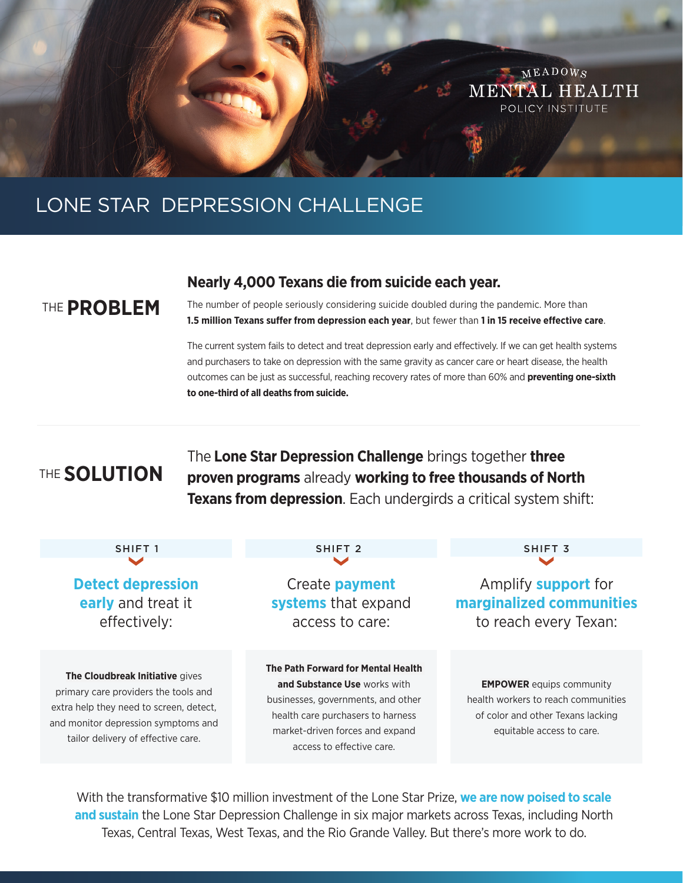MEADOWS MENTAL HEALTH POLICY INSTITUTE

# LONE STAR DEPRESSION CHALLENGE

## THE PROBLEM

### Nearly 4,000 Texans die from suicide each year.

The number of people seriously considering suicide doubled during the pandemic. More than **1.5 million Texans suffer from depression each year**, but fewer than **1 in 15 receive effective care**.

The current system fails to detect and treat depression early and effectively. If we can get health systems and purchasers to take on depression with the same gravity as cancer care or heart disease, the health outcomes can be just as successful, reaching recovery rates of more than 60% and **preventing one-sixth to one-third of all deaths from suicide.**

## THE SOLUTION

The **Lone Star Depression Challenge** brings together **three proven programs** already **working to free thousands of North Texans from depression**. Each undergirds a critical system shift:

### SHIFT 1

**Detect depression early** and treat it effectively:

**The Cloudbreak Initiative** gives primary care providers the tools and extra help they need to screen, detect, and monitor depression symptoms and tailor delivery of effective care.

### SHIFT 2

Create **payment systems** that expand access to care:

**The Path Forward for Mental Health and Substance Use** works with businesses, governments, and other health care purchasers to harness market-driven forces and expand access to effective care.

### SHIFT 3

Amplify **support** for **marginalized communities** to reach every Texan:

**EMPOWER** equips community health workers to reach communities of color and other Texans lacking equitable access to care.

With the transformative $10 million investment of the Lone Star Prize, **we are now poised to scale and sustain** the Lone Star Depression Challenge in six major markets across Texas, including North Texas, Central Texas, West Texas, and the Rio Grande Valley. But there's more work to do.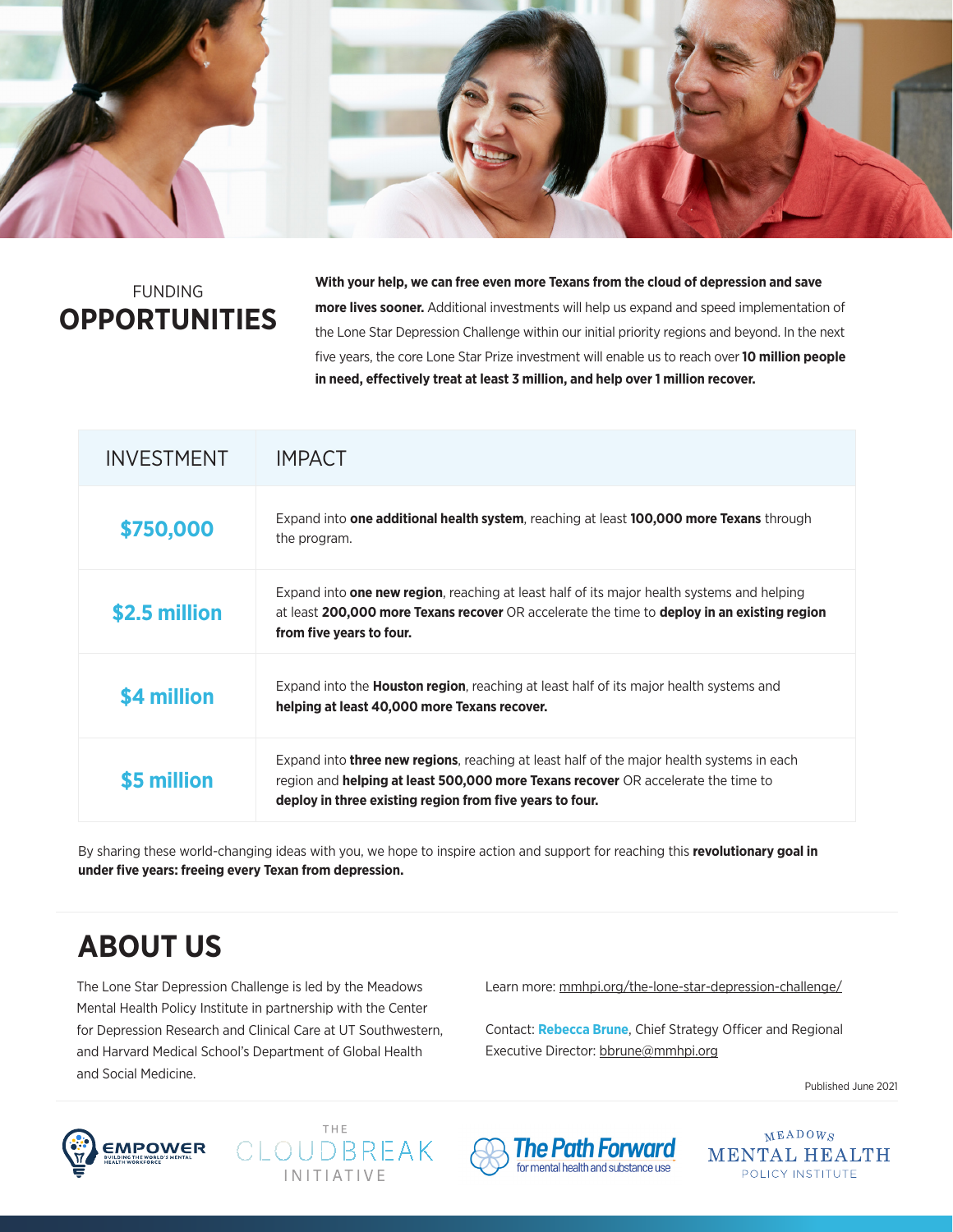FUNDING

# OPPORTUNITIES

**With your help, we can free even more Texans from the cloud of depression and save more lives sooner.** Additional investments will help us expand and speed implementation of the Lone Star Depression Challenge within our initial priority regions and beyond. In the next five years, the core Lone Star Prize investment will enable us to reach over **10 million people in need, effectively treat at least 3 million, and help over 1 million recover.**

| INVESTMENT | IMPACT |
| --- | --- |
| **$750,000** | Expand into **one additional health system**, reaching at least **100,000 more Texans** through the program. |
| **$2.5 million** | Expand into **one new region**, reaching at least half of its major health systems and helping at least **200,000 more Texans recover** OR accelerate the time to **deploy in an existing region from five years to four.** |
| **$4 million** | Expand into the **Houston region**, reaching at least half of its major health systems and **helping at least 40,000 more Texans recover.** |
| **$5 million** | Expand into **three new regions**, reaching at least half of the major health systems in each region and **helping at least 500,000 more Texans recover** OR accelerate the time to **deploy in three existing region from five years to four.** |

By sharing these world-changing ideas with you, we hope to inspire action and support for reaching this **revolutionary goal in under five years: freeing every Texan from depression.**

## ABOUT US

The Lone Star Depression Challenge is led by the Meadows Mental Health Policy Institute in partnership with the Center for Depression Research and Clinical Care at UT Southwestern, and Harvard Medical School's Department of Global Health and Social Medicine.

Learn more: mmhpi.org/the-lone-star-depression-challenge/

Contact: **Rebecca Brune**, Chief Strategy Officer and Regional Executive Director: bbrune@mmhpi.org

Published June 2021

EMPOWER — BUILDING THE WORLD'S MENTAL HEALTH WORKFORCE

THE CLOUDBREAK INITIATIVE

The Path Forward for mental health and substance use

MEADOWS MENTAL HEALTH POLICY INSTITUTE